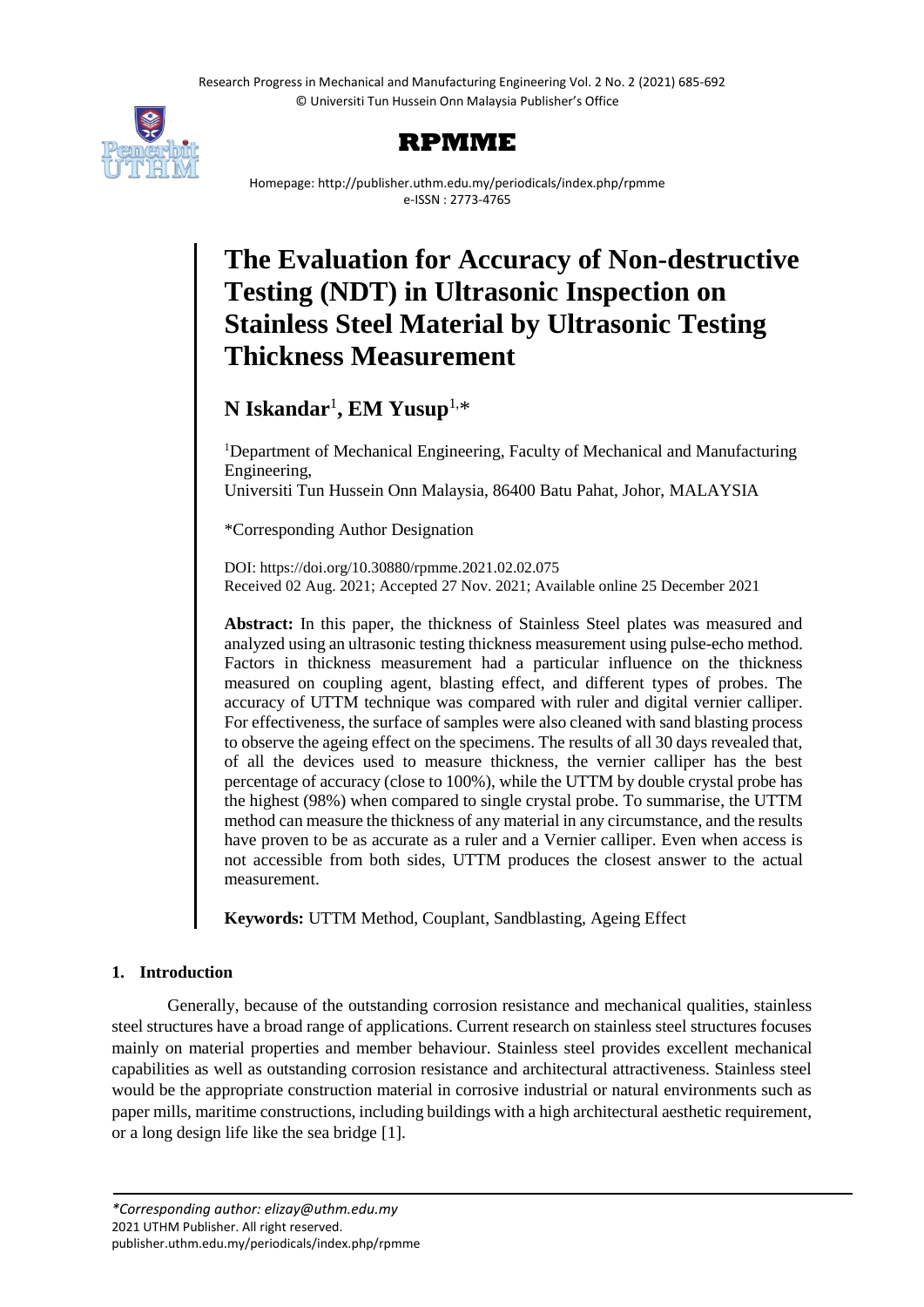# The Evaluation for Accuracy of Non-destructive Testing (NDT) in Ultrasonic Inspection on Stainless Steel Material by Ultrasonic Testing Thickness Measurement

**N Iskandar**[1]**, EM Yusup**[1,*]

[1]Department of Mechanical Engineering, Faculty of Mechanical and Manufacturing Engineering,
Universiti Tun Hussein Onn Malaysia, 86400 Batu Pahat, Johor, MALAYSIA

*Corresponding Author Designation

DOI: https://doi.org/10.30880/rpmme.2021.02.02.075
Received 02 Aug. 2021; Accepted 27 Nov. 2021; Available online 25 December 2021

**Abstract:** In this paper, the thickness of Stainless Steel plates was measured and analyzed using an ultrasonic testing thickness measurement using pulse-echo method. Factors in thickness measurement had a particular influence on the thickness measured on coupling agent, blasting effect, and different types of probes. The accuracy of UTTM technique was compared with ruler and digital vernier calliper. For effectiveness, the surface of samples were also cleaned with sand blasting process to observe the ageing effect on the specimens. The results of all 30 days revealed that, of all the devices used to measure thickness, the vernier calliper has the best percentage of accuracy (close to 100%), while the UTTM by double crystal probe has the highest (98%) when compared to single crystal probe. To summarise, the UTTM method can measure the thickness of any material in any circumstance, and the results have proven to be as accurate as a ruler and a Vernier calliper. Even when access is not accessible from both sides, UTTM produces the closest answer to the actual measurement.

**Keywords:** UTTM Method, Couplant, Sandblasting, Ageing Effect

## 1. Introduction

Generally, because of the outstanding corrosion resistance and mechanical qualities, stainless steel structures have a broad range of applications. Current research on stainless steel structures focuses mainly on material properties and member behaviour. Stainless steel provides excellent mechanical capabilities as well as outstanding corrosion resistance and architectural attractiveness. Stainless steel would be the appropriate construction material in corrosive industrial or natural environments such as paper mills, maritime constructions, including buildings with a high architectural aesthetic requirement, or a long design life like the sea bridge [1].

*\*Corresponding author: elizay@uthm.edu.my*
2021 UTHM Publisher. All right reserved.
publisher.uthm.edu.my/periodicals/index.php/rpmme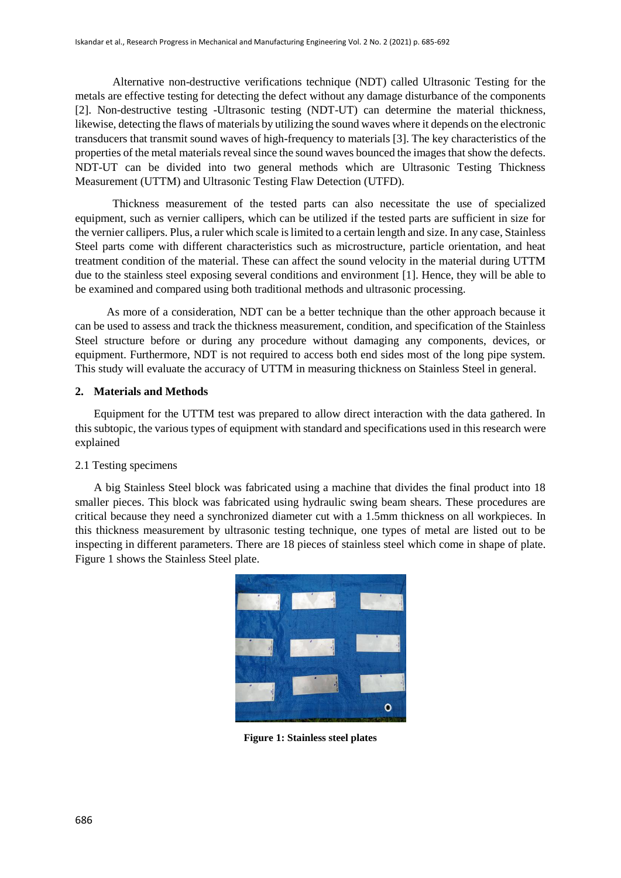Alternative non-destructive verifications technique (NDT) called Ultrasonic Testing for the metals are effective testing for detecting the defect without any damage disturbance of the components [2]. Non-destructive testing -Ultrasonic testing (NDT-UT) can determine the material thickness, likewise, detecting the flaws of materials by utilizing the sound waves where it depends on the electronic transducers that transmit sound waves of high-frequency to materials [3]. The key characteristics of the properties of the metal materials reveal since the sound waves bounced the images that show the defects. NDT-UT can be divided into two general methods which are Ultrasonic Testing Thickness Measurement (UTTM) and Ultrasonic Testing Flaw Detection (UTFD).

Thickness measurement of the tested parts can also necessitate the use of specialized equipment, such as vernier callipers, which can be utilized if the tested parts are sufficient in size for the vernier callipers. Plus, a ruler which scale is limited to a certain length and size. In any case, Stainless Steel parts come with different characteristics such as microstructure, particle orientation, and heat treatment condition of the material. These can affect the sound velocity in the material during UTTM due to the stainless steel exposing several conditions and environment [1]. Hence, they will be able to be examined and compared using both traditional methods and ultrasonic processing.

As more of a consideration, NDT can be a better technique than the other approach because it can be used to assess and track the thickness measurement, condition, and specification of the Stainless Steel structure before or during any procedure without damaging any components, devices, or equipment. Furthermore, NDT is not required to access both end sides most of the long pipe system. This study will evaluate the accuracy of UTTM in measuring thickness on Stainless Steel in general.

## 2. Materials and Methods

Equipment for the UTTM test was prepared to allow direct interaction with the data gathered. In this subtopic, the various types of equipment with standard and specifications used in this research were explained

### 2.1 Testing specimens

A big Stainless Steel block was fabricated using a machine that divides the final product into 18 smaller pieces. This block was fabricated using hydraulic swing beam shears. These procedures are critical because they need a synchronized diameter cut with a 1.5mm thickness on all workpieces. In this thickness measurement by ultrasonic testing technique, one types of metal are listed out to be inspecting in different parameters. There are 18 pieces of stainless steel which come in shape of plate. Figure 1 shows the Stainless Steel plate.

**Figure 1: Stainless steel plates**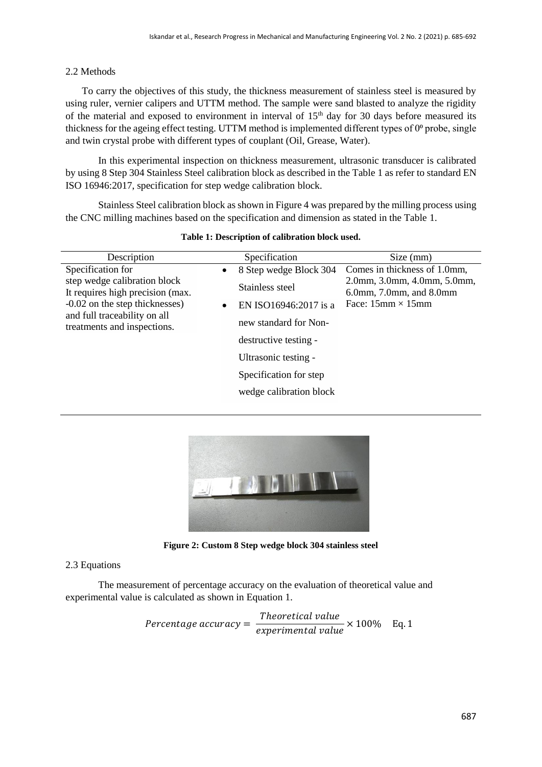## 2.2 Methods

To carry the objectives of this study, the thickness measurement of stainless steel is measured by using ruler, vernier calipers and UTTM method. The sample were sand blasted to analyze the rigidity of the material and exposed to environment in interval of $15^{th}$ day for 30 days before measured its thickness for the ageing effect testing. UTTM method is implemented different types of $0^{o}$ probe, single and twin crystal probe with different types of couplant (Oil, Grease, Water).

In this experimental inspection on thickness measurement, ultrasonic transducer is calibrated by using 8 Step 304 Stainless Steel calibration block as described in the Table 1 as refer to standard EN ISO 16946:2017, specification for step wedge calibration block.

Stainless Steel calibration block as shown in Figure 4 was prepared by the milling process using the CNC milling machines based on the specification and dimension as stated in the Table 1.

**Table 1: Description of calibration block used.**

| Description | Specification | Size (mm) |
|---|---|---|
| Specification for step wedge calibration block It requires high precision (max. -0.02 on the step thicknesses) and full traceability on all treatments and inspections. | • 8 Step wedge Block 304 Stainless steel<br>• EN ISO16946:2017 is a new standard for Non-destructive testing - Ultrasonic testing - Specification for step wedge calibration block | Comes in thickness of 1.0mm, 2.0mm, 3.0mm, 4.0mm, 5.0mm, 6.0mm, 7.0mm, and 8.0mm<br>Face: 15mm × 15mm |

**Figure 2: Custom 8 Step wedge block 304 stainless steel**

## 2.3 Equations

The measurement of percentage accuracy on the evaluation of theoretical value and experimental value is calculated as shown in Equation 1.

$$Percentage\ accuracy = \frac{Theoretical\ value}{experimental\ value} \times 100\% \quad \text{Eq. 1}$$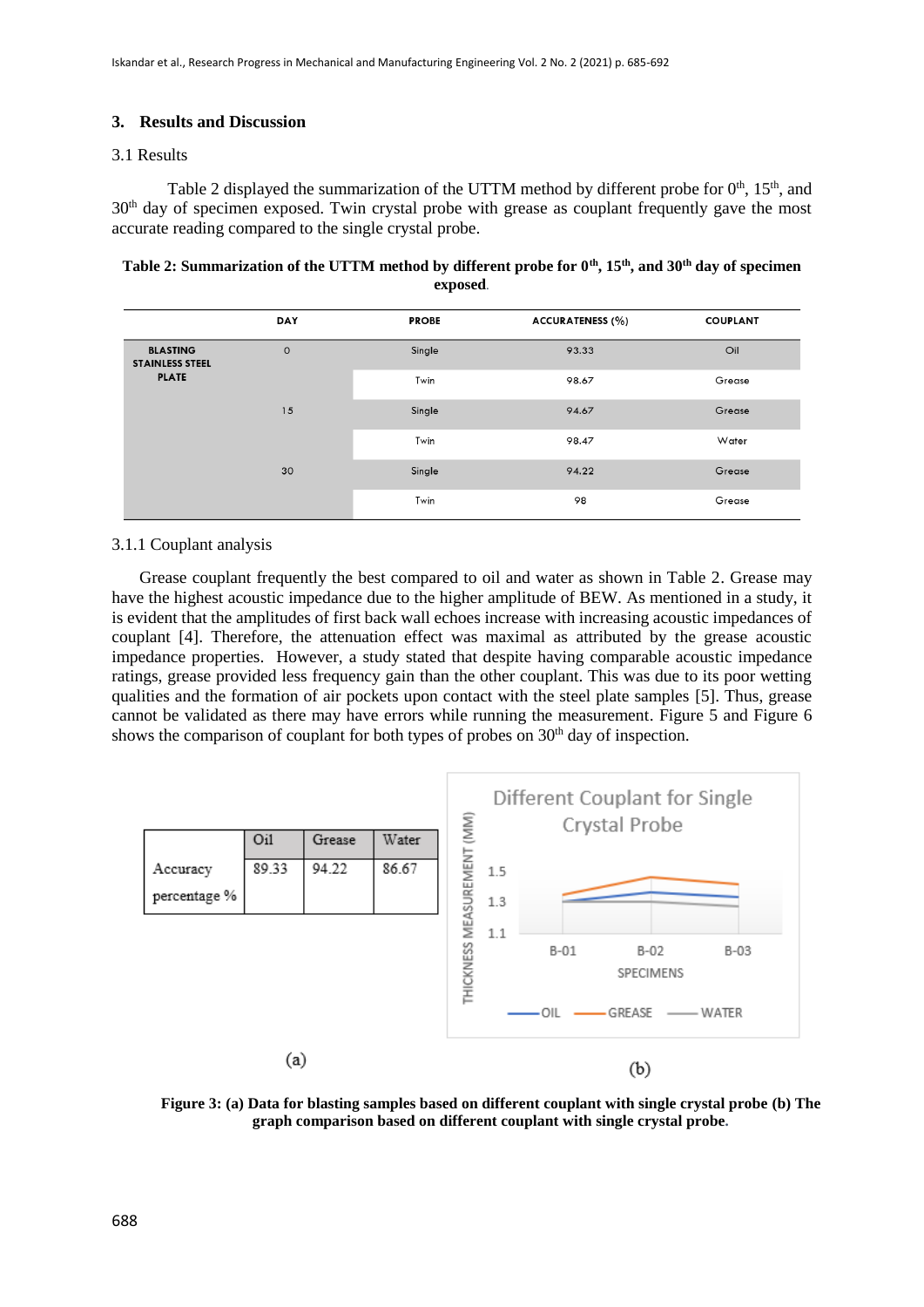## 3. Results and Discussion

### 3.1 Results

Table 2 displayed the summarization of the UTTM method by different probe for 0th, 15th, and 30th day of specimen exposed. Twin crystal probe with grease as couplant frequently gave the most accurate reading compared to the single crystal probe.

**Table 2: Summarization of the UTTM method by different probe for 0th, 15th, and 30th day of specimen exposed.**

| | DAY | PROBE | ACCURATENESS (%) | COUPLANT |
|---|---|---|---|---|
| BLASTING STAINLESS STEEL PLATE | 0 | Single | 93.33 | Oil |
| | | Twin | 98.67 | Grease |
| | 15 | Single | 94.67 | Grease |
| | | Twin | 98.47 | Water |
| | 30 | Single | 94.22 | Grease |
| | | Twin | 98 | Grease |

#### 3.1.1 Couplant analysis

Grease couplant frequently the best compared to oil and water as shown in Table 2. Grease may have the highest acoustic impedance due to the higher amplitude of BEW. As mentioned in a study, it is evident that the amplitudes of first back wall echoes increase with increasing acoustic impedances of couplant [4]. Therefore, the attenuation effect was maximal as attributed by the grease acoustic impedance properties. However, a study stated that despite having comparable acoustic impedance ratings, grease provided less frequency gain than the other couplant. This was due to its poor wetting qualities and the formation of air pockets upon contact with the steel plate samples [5]. Thus, grease cannot be validated as there may have errors while running the measurement. Figure 5 and Figure 6 shows the comparison of couplant for both types of probes on 30th day of inspection.

| | Oil | Grease | Water |
|---|---|---|---|
| Accuracy percentage % | 89.33 | 94.22 | 86.67 |

(a)

(b)

**Figure 3: (a) Data for blasting samples based on different couplant with single crystal probe (b) The graph comparison based on different couplant with single crystal probe.**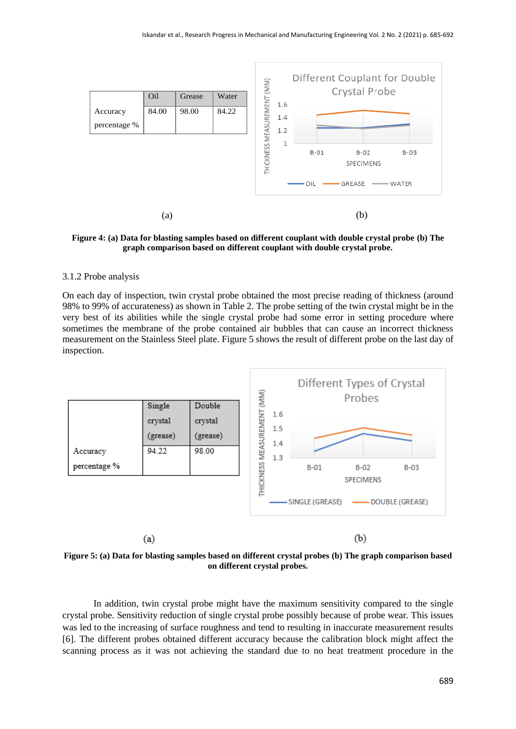| | Oil | Grease | Water |
|---|---|---|---|
| Accuracy percentage % | 84.00 | 98.00 | 84.22 |

(a)

(b)

**Figure 4: (a) Data for blasting samples based on different couplant with double crystal probe (b) The graph comparison based on different couplant with double crystal probe.**

### 3.1.2 Probe analysis

On each day of inspection, twin crystal probe obtained the most precise reading of thickness (around 98% to 99% of accurateness) as shown in Table 2. The probe setting of the twin crystal might be in the very best of its abilities while the single crystal probe had some error in setting procedure where sometimes the membrane of the probe contained air bubbles that can cause an incorrect thickness measurement on the Stainless Steel plate. Figure 5 shows the result of different probe on the last day of inspection.

| | Single crystal (grease) | Double crystal (grease) |
|---|---|---|
| Accuracy percentage % | 94.22 | 98.00 |

(a)

(b)

**Figure 5: (a) Data for blasting samples based on different crystal probes (b) The graph comparison based on different crystal probes.**

In addition, twin crystal probe might have the maximum sensitivity compared to the single crystal probe. Sensitivity reduction of single crystal probe possibly because of probe wear. This issues was led to the increasing of surface roughness and tend to resulting in inaccurate measurement results [6]. The different probes obtained different accuracy because the calibration block might affect the scanning process as it was not achieving the standard due to no heat treatment procedure in the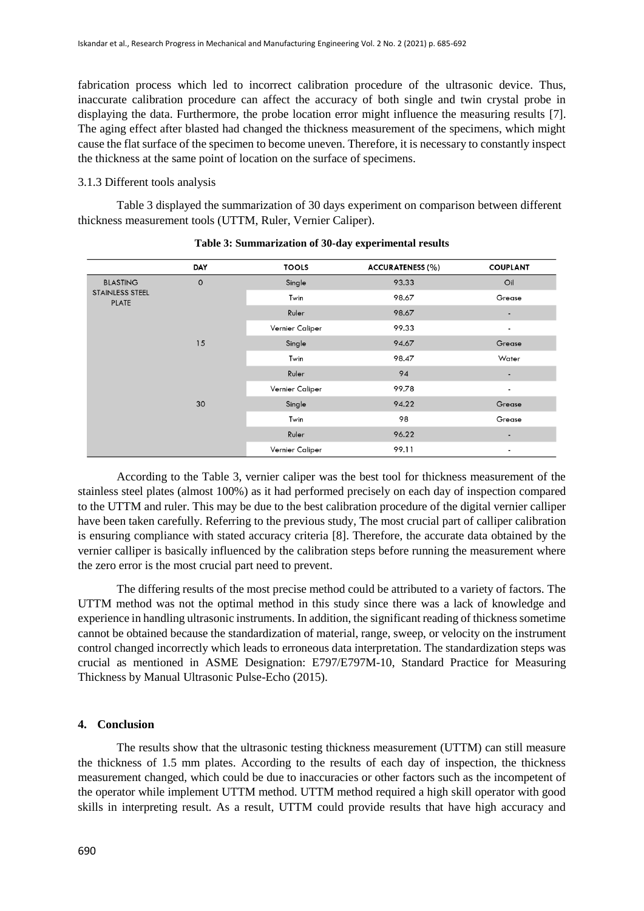fabrication process which led to incorrect calibration procedure of the ultrasonic device. Thus, inaccurate calibration procedure can affect the accuracy of both single and twin crystal probe in displaying the data. Furthermore, the probe location error might influence the measuring results [7]. The aging effect after blasted had changed the thickness measurement of the specimens, which might cause the flat surface of the specimen to become uneven. Therefore, it is necessary to constantly inspect the thickness at the same point of location on the surface of specimens.

#### 3.1.3 Different tools analysis

Table 3 displayed the summarization of 30 days experiment on comparison between different thickness measurement tools (UTTM, Ruler, Vernier Caliper).

**Table 3: Summarization of 30-day experimental results**

| | DAY | TOOLS | ACCURATENESS (%) | COUPLANT |
|---|---|---|---|---|
| BLASTING STAINLESS STEEL PLATE | 0 | Single | 93.33 | Oil |
| | | Twin | 98.67 | Grease |
| | | Ruler | 98.67 | - |
| | | Vernier Caliper | 99.33 | - |
| | 15 | Single | 94.67 | Grease |
| | | Twin | 98.47 | Water |
| | | Ruler | 94 | - |
| | | Vernier Caliper | 99.78 | - |
| | 30 | Single | 94.22 | Grease |
| | | Twin | 98 | Grease |
| | | Ruler | 96.22 | - |
| | | Vernier Caliper | 99.11 | - |

According to the Table 3, vernier caliper was the best tool for thickness measurement of the stainless steel plates (almost 100%) as it had performed precisely on each day of inspection compared to the UTTM and ruler. This may be due to the best calibration procedure of the digital vernier calliper have been taken carefully. Referring to the previous study, The most crucial part of calliper calibration is ensuring compliance with stated accuracy criteria [8]. Therefore, the accurate data obtained by the vernier calliper is basically influenced by the calibration steps before running the measurement where the zero error is the most crucial part need to prevent.

The differing results of the most precise method could be attributed to a variety of factors. The UTTM method was not the optimal method in this study since there was a lack of knowledge and experience in handling ultrasonic instruments. In addition, the significant reading of thickness sometime cannot be obtained because the standardization of material, range, sweep, or velocity on the instrument control changed incorrectly which leads to erroneous data interpretation. The standardization steps was crucial as mentioned in ASME Designation: E797/E797M-10, Standard Practice for Measuring Thickness by Manual Ultrasonic Pulse-Echo (2015).

## 4. Conclusion

The results show that the ultrasonic testing thickness measurement (UTTM) can still measure the thickness of 1.5 mm plates. According to the results of each day of inspection, the thickness measurement changed, which could be due to inaccuracies or other factors such as the incompetent of the operator while implement UTTM method. UTTM method required a high skill operator with good skills in interpreting result. As a result, UTTM could provide results that have high accuracy and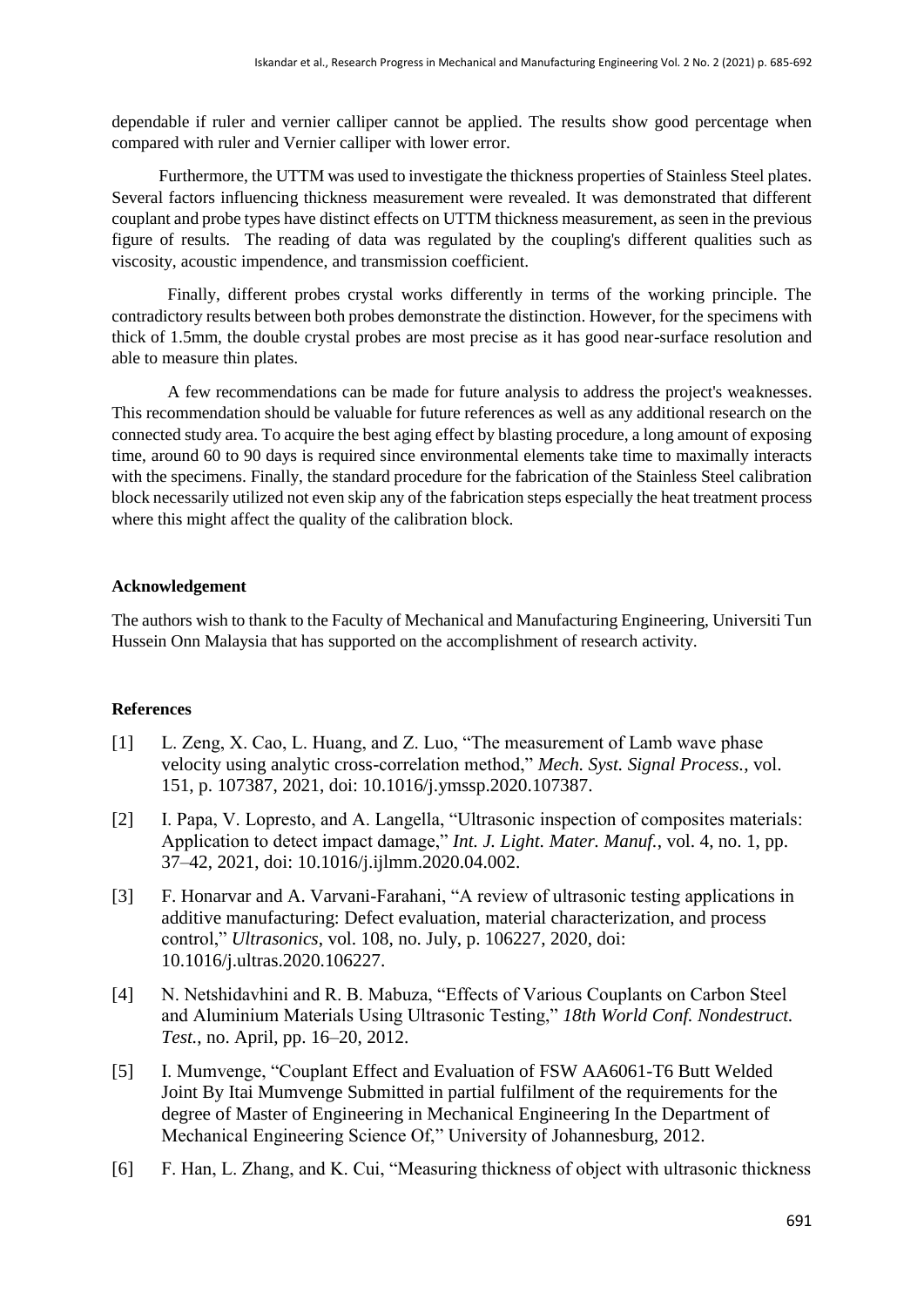dependable if ruler and vernier calliper cannot be applied. The results show good percentage when compared with ruler and Vernier calliper with lower error.

Furthermore, the UTTM was used to investigate the thickness properties of Stainless Steel plates. Several factors influencing thickness measurement were revealed. It was demonstrated that different couplant and probe types have distinct effects on UTTM thickness measurement, as seen in the previous figure of results. The reading of data was regulated by the coupling's different qualities such as viscosity, acoustic impendence, and transmission coefficient.

Finally, different probes crystal works differently in terms of the working principle. The contradictory results between both probes demonstrate the distinction. However, for the specimens with thick of 1.5mm, the double crystal probes are most precise as it has good near-surface resolution and able to measure thin plates.

A few recommendations can be made for future analysis to address the project's weaknesses. This recommendation should be valuable for future references as well as any additional research on the connected study area. To acquire the best aging effect by blasting procedure, a long amount of exposing time, around 60 to 90 days is required since environmental elements take time to maximally interacts with the specimens. Finally, the standard procedure for the fabrication of the Stainless Steel calibration block necessarily utilized not even skip any of the fabrication steps especially the heat treatment process where this might affect the quality of the calibration block.

**Acknowledgement**

The authors wish to thank to the Faculty of Mechanical and Manufacturing Engineering, Universiti Tun Hussein Onn Malaysia that has supported on the accomplishment of research activity.

**References**

[1] L. Zeng, X. Cao, L. Huang, and Z. Luo, "The measurement of Lamb wave phase velocity using analytic cross-correlation method," *Mech. Syst. Signal Process.*, vol. 151, p. 107387, 2021, doi: 10.1016/j.ymssp.2020.107387.

[2] I. Papa, V. Lopresto, and A. Langella, "Ultrasonic inspection of composites materials: Application to detect impact damage," *Int. J. Light. Mater. Manuf.*, vol. 4, no. 1, pp. 37–42, 2021, doi: 10.1016/j.ijlmm.2020.04.002.

[3] F. Honarvar and A. Varvani-Farahani, "A review of ultrasonic testing applications in additive manufacturing: Defect evaluation, material characterization, and process control," *Ultrasonics*, vol. 108, no. July, p. 106227, 2020, doi: 10.1016/j.ultras.2020.106227.

[4] N. Netshidavhini and R. B. Mabuza, "Effects of Various Couplants on Carbon Steel and Aluminium Materials Using Ultrasonic Testing," *18th World Conf. Nondestruct. Test.*, no. April, pp. 16–20, 2012.

[5] I. Mumvenge, "Couplant Effect and Evaluation of FSW AA6061-T6 Butt Welded Joint By Itai Mumvenge Submitted in partial fulfilment of the requirements for the degree of Master of Engineering in Mechanical Engineering In the Department of Mechanical Engineering Science Of," University of Johannesburg, 2012.

[6] F. Han, L. Zhang, and K. Cui, "Measuring thickness of object with ultrasonic thickness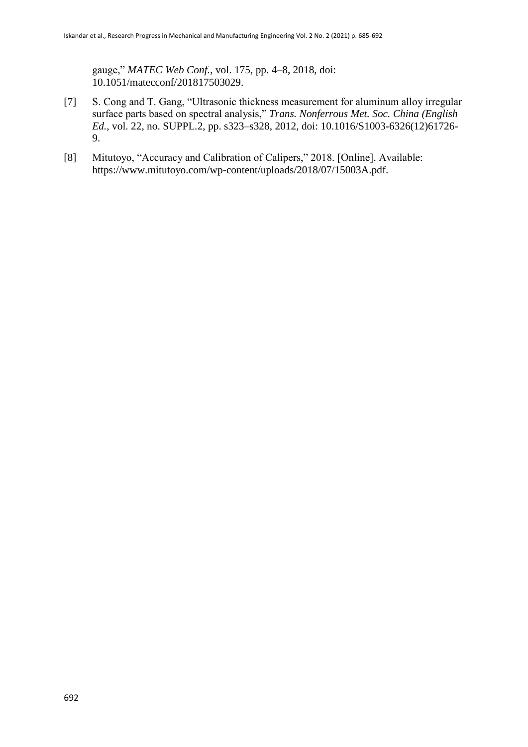gauge," *MATEC Web Conf.*, vol. 175, pp. 4–8, 2018, doi: 10.1051/matecconf/201817503029.

[7] S. Cong and T. Gang, "Ultrasonic thickness measurement for aluminum alloy irregular surface parts based on spectral analysis," *Trans. Nonferrous Met. Soc. China (English Ed.*, vol. 22, no. SUPPL.2, pp. s323–s328, 2012, doi: 10.1016/S1003-6326(12)61726-9.

[8] Mitutoyo, "Accuracy and Calibration of Calipers," 2018. [Online]. Available: https://www.mitutoyo.com/wp-content/uploads/2018/07/15003A.pdf.